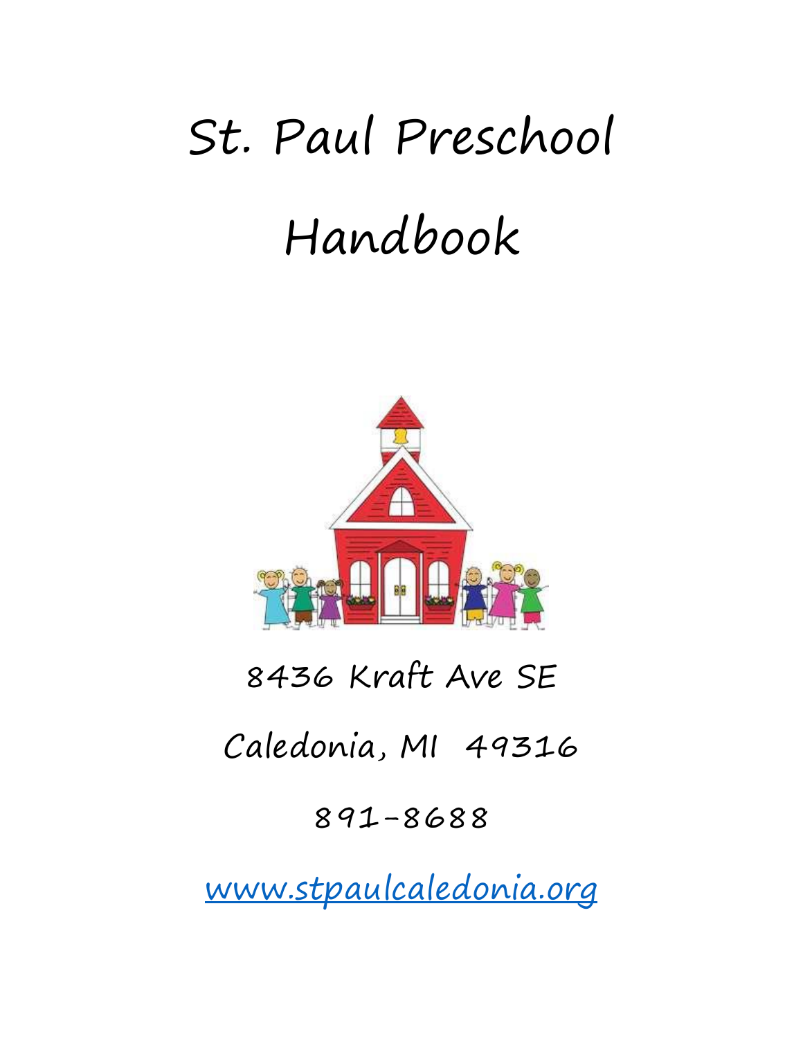# St. Paul Preschool

# Handbook

8436 Kraft Ave SE

Caledonia, MI 49316

891-8688

[www.stpaulcaledonia.org](http://www.stpaulcaledonia.org)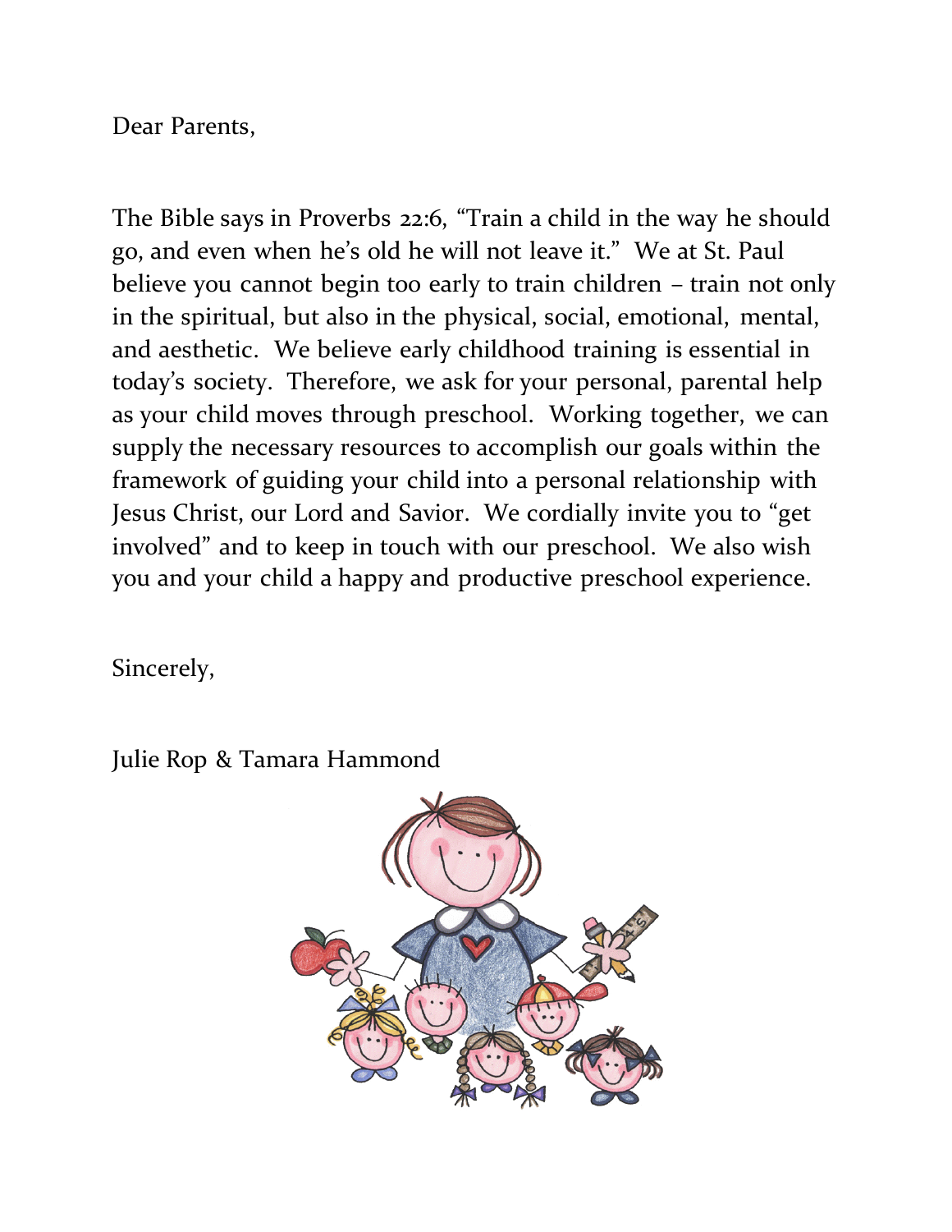Dear Parents,

The Bible says in Proverbs 22:6, "Train a child in the way he should go, and even when he's old he will not leave it." We at St. Paul believe you cannot begin too early to train children – train not only in the spiritual, but also in the physical, social, emotional, mental, and aesthetic. We believe early childhood training is essential in today's society. Therefore, we ask for your personal, parental help as your child moves through preschool. Working together, we can supply the necessary resources to accomplish our goals within the framework of guiding your child into a personal relationship with Jesus Christ, our Lord and Savior. We cordially invite you to "get involved" and to keep in touch with our preschool. We also wish you and your child a happy and productive preschool experience.

Sincerely,

Julie Rop & Tamara Hammond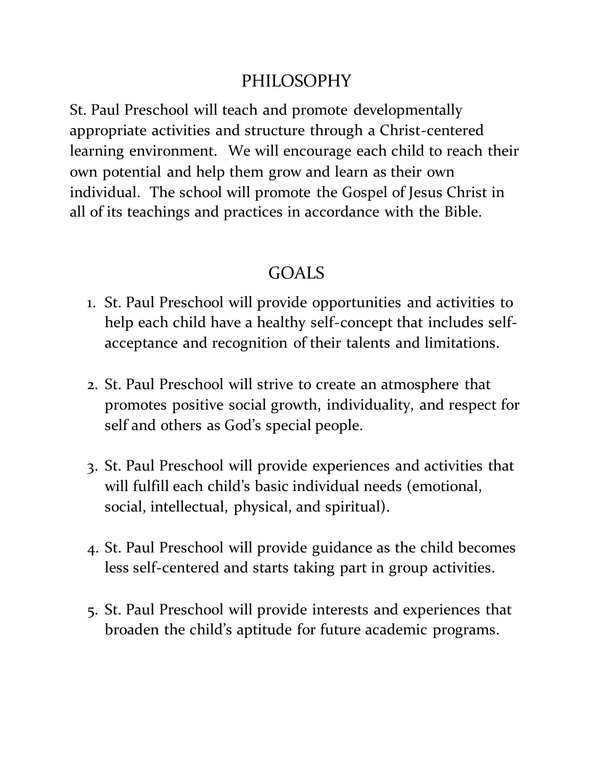## PHILOSOPHY

St. Paul Preschool will teach and promote developmentally appropriate activities and structure through a Christ-centered learning environment. We will encourage each child to reach their own potential and help them grow and learn as their own individual. The school will promote the Gospel of Jesus Christ in all of its teachings and practices in accordance with the Bible.

## GOALS

1. St. Paul Preschool will provide opportunities and activities to help each child have a healthy self-concept that includes self-acceptance and recognition of their talents and limitations.

2. St. Paul Preschool will strive to create an atmosphere that promotes positive social growth, individuality, and respect for self and others as God's special people.

3. St. Paul Preschool will provide experiences and activities that will fulfill each child's basic individual needs (emotional, social, intellectual, physical, and spiritual).

4. St. Paul Preschool will provide guidance as the child becomes less self-centered and starts taking part in group activities.

5. St. Paul Preschool will provide interests and experiences that broaden the child's aptitude for future academic programs.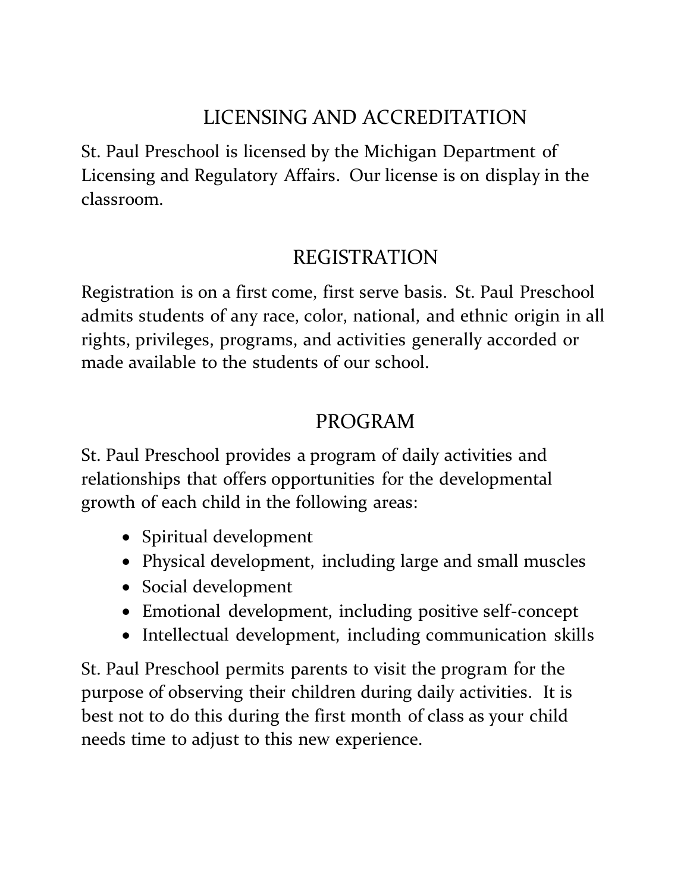## LICENSING AND ACCREDITATION

St. Paul Preschool is licensed by the Michigan Department of Licensing and Regulatory Affairs. Our license is on display in the classroom.

## REGISTRATION

Registration is on a first come, first serve basis. St. Paul Preschool admits students of any race, color, national, and ethnic origin in all rights, privileges, programs, and activities generally accorded or made available to the students of our school.

## PROGRAM

St. Paul Preschool provides a program of daily activities and relationships that offers opportunities for the developmental growth of each child in the following areas:

- Spiritual development
- Physical development, including large and small muscles
- Social development
- Emotional development, including positive self-concept
- Intellectual development, including communication skills

St. Paul Preschool permits parents to visit the program for the purpose of observing their children during daily activities. It is best not to do this during the first month of class as your child needs time to adjust to this new experience.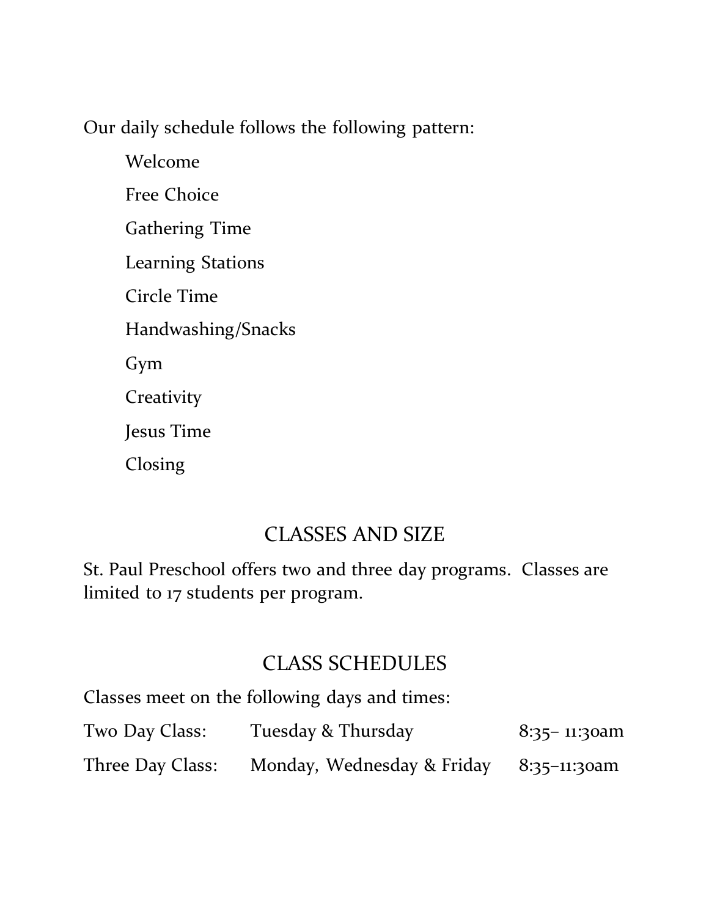Our daily schedule follows the following pattern:

- Welcome
- Free Choice
- Gathering Time
- Learning Stations
- Circle Time
- Handwashing/Snacks
- Gym
- Creativity
- Jesus Time
- Closing

## CLASSES AND SIZE

St. Paul Preschool offers two and three day programs. Classes are limited to 17 students per program.

## CLASS SCHEDULES

Classes meet on the following days and times:

| | | |
|---|---|---|
| Two Day Class: | Tuesday & Thursday | 8:35– 11:30am |
| Three Day Class: | Monday, Wednesday & Friday | 8:35–11:30am |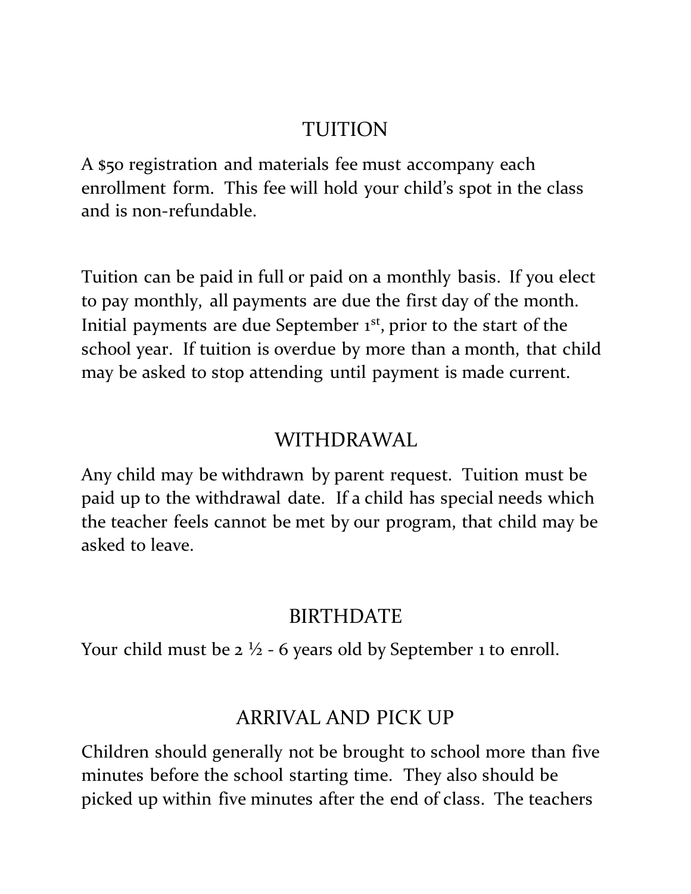## TUITION

A $50 registration and materials fee must accompany each enrollment form. This fee will hold your child's spot in the class and is non-refundable.

Tuition can be paid in full or paid on a monthly basis. If you elect to pay monthly, all payments are due the first day of the month. Initial payments are due September 1st, prior to the start of the school year. If tuition is overdue by more than a month, that child may be asked to stop attending until payment is made current.

## WITHDRAWAL

Any child may be withdrawn by parent request. Tuition must be paid up to the withdrawal date. If a child has special needs which the teacher feels cannot be met by our program, that child may be asked to leave.

## BIRTHDATE

Your child must be 2 ½ - 6 years old by September 1 to enroll.

## ARRIVAL AND PICK UP

Children should generally not be brought to school more than five minutes before the school starting time. They also should be picked up within five minutes after the end of class. The teachers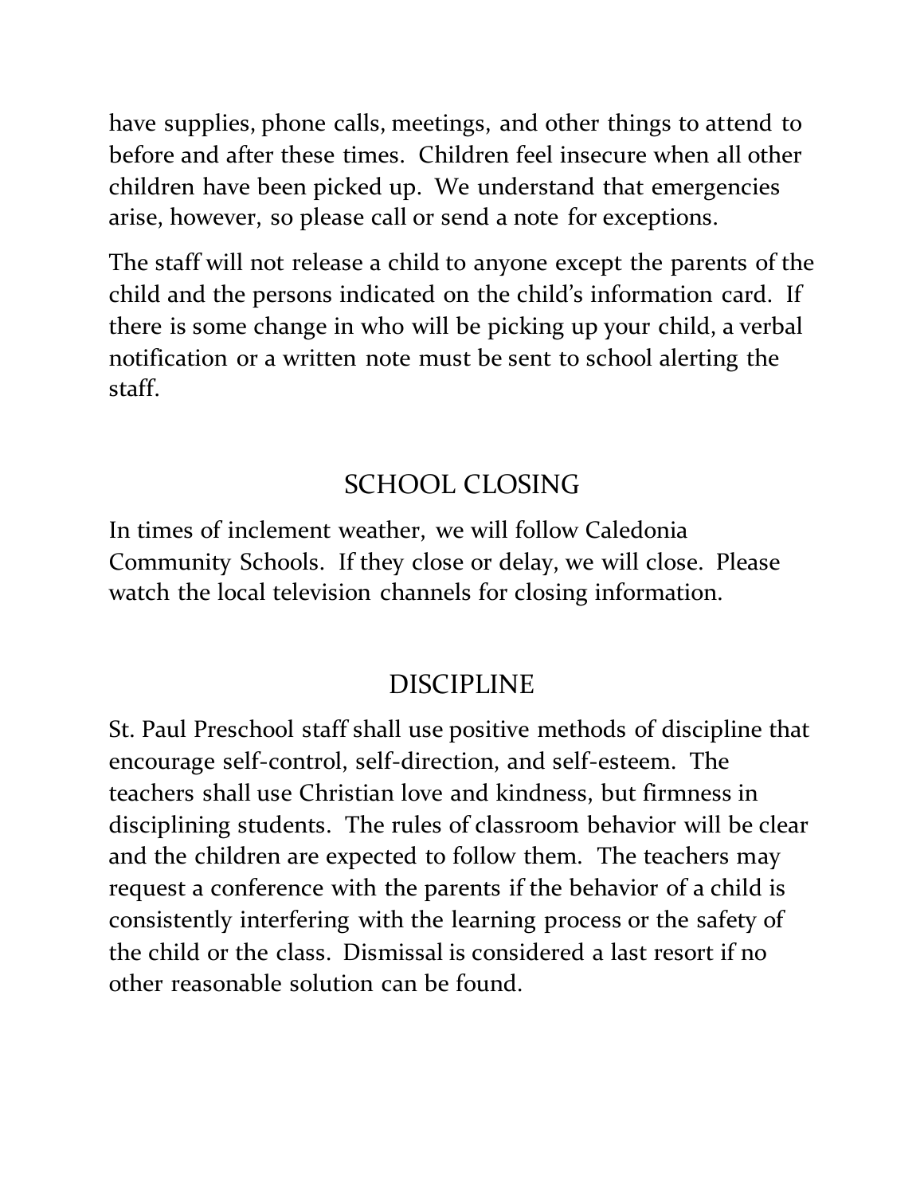have supplies, phone calls, meetings, and other things to attend to before and after these times. Children feel insecure when all other children have been picked up. We understand that emergencies arise, however, so please call or send a note for exceptions.

The staff will not release a child to anyone except the parents of the child and the persons indicated on the child's information card. If there is some change in who will be picking up your child, a verbal notification or a written note must be sent to school alerting the staff.

## SCHOOL CLOSING

In times of inclement weather, we will follow Caledonia Community Schools. If they close or delay, we will close. Please watch the local television channels for closing information.

## DISCIPLINE

St. Paul Preschool staff shall use positive methods of discipline that encourage self-control, self-direction, and self-esteem. The teachers shall use Christian love and kindness, but firmness in disciplining students. The rules of classroom behavior will be clear and the children are expected to follow them. The teachers may request a conference with the parents if the behavior of a child is consistently interfering with the learning process or the safety of the child or the class. Dismissal is considered a last resort if no other reasonable solution can be found.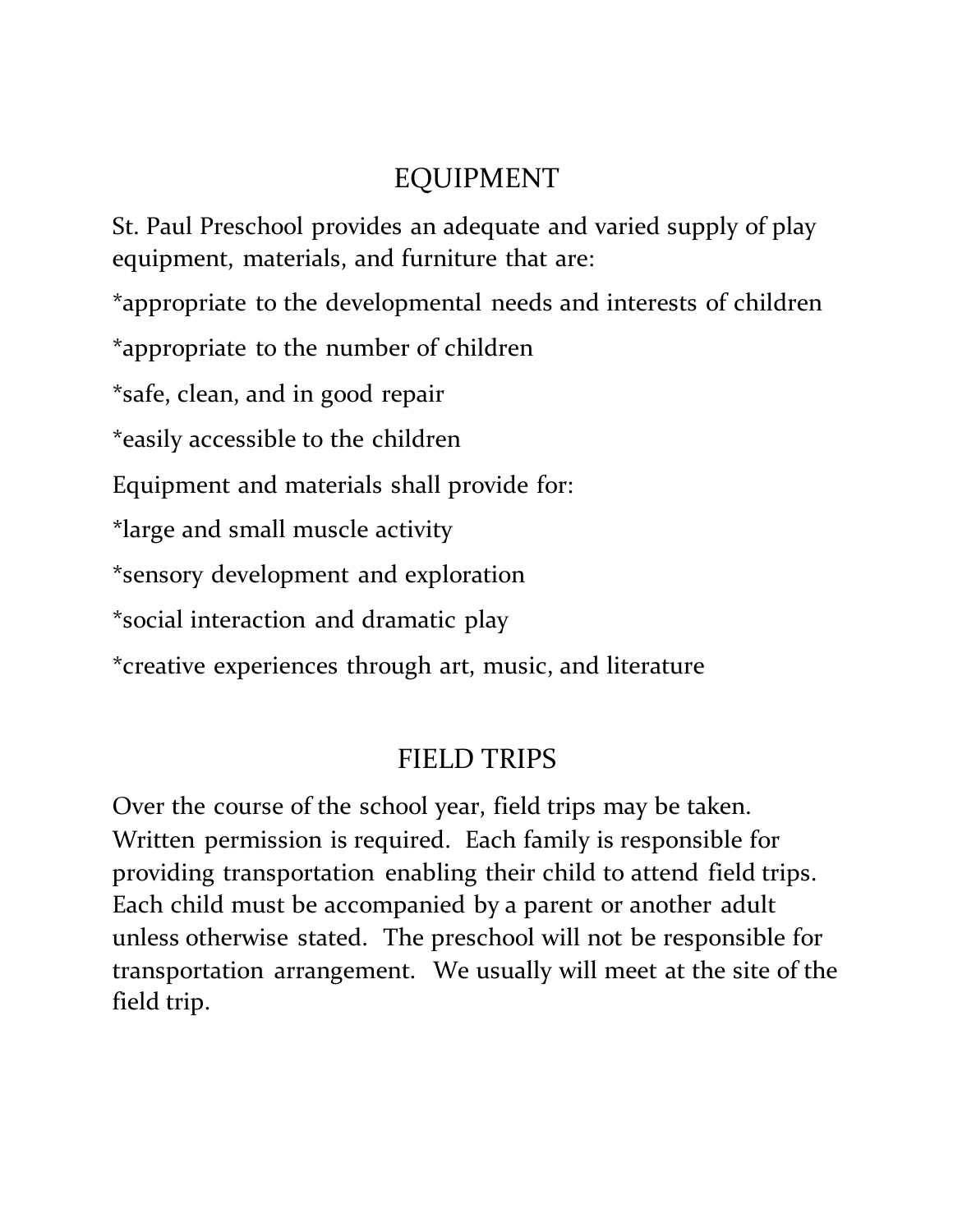# EQUIPMENT

St. Paul Preschool provides an adequate and varied supply of play equipment, materials, and furniture that are:

*appropriate to the developmental needs and interests of children

*appropriate to the number of children

*safe, clean, and in good repair

*easily accessible to the children

Equipment and materials shall provide for:

*large and small muscle activity

*sensory development and exploration

*social interaction and dramatic play

*creative experiences through art, music, and literature

# FIELD TRIPS

Over the course of the school year, field trips may be taken. Written permission is required. Each family is responsible for providing transportation enabling their child to attend field trips. Each child must be accompanied by a parent or another adult unless otherwise stated. The preschool will not be responsible for transportation arrangement. We usually will meet at the site of the field trip.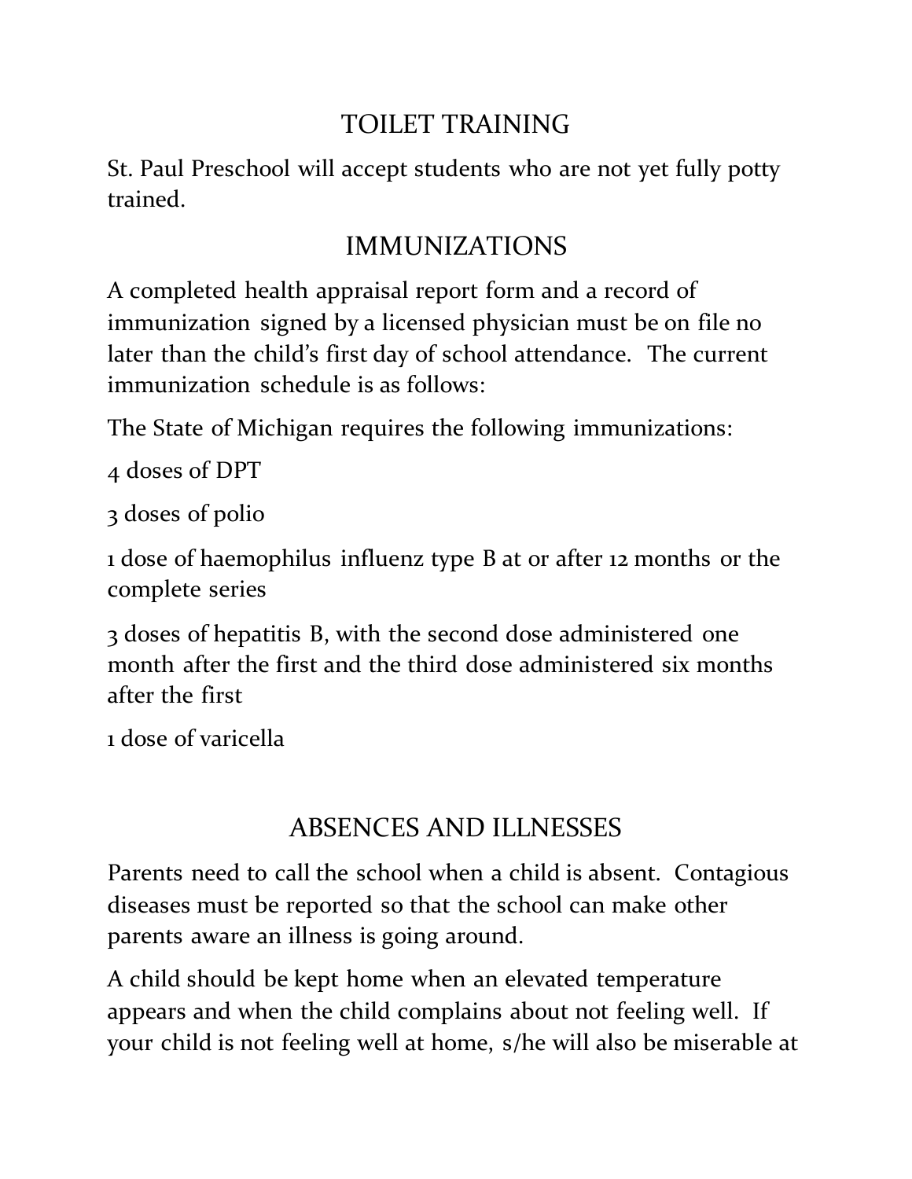## TOILET TRAINING

St. Paul Preschool will accept students who are not yet fully potty trained.

## IMMUNIZATIONS

A completed health appraisal report form and a record of immunization signed by a licensed physician must be on file no later than the child's first day of school attendance. The current immunization schedule is as follows:

The State of Michigan requires the following immunizations:

4 doses of DPT

3 doses of polio

1 dose of haemophilus influenz type B at or after 12 months or the complete series

3 doses of hepatitis B, with the second dose administered one month after the first and the third dose administered six months after the first

1 dose of varicella

## ABSENCES AND ILLNESSES

Parents need to call the school when a child is absent. Contagious diseases must be reported so that the school can make other parents aware an illness is going around.

A child should be kept home when an elevated temperature appears and when the child complains about not feeling well. If your child is not feeling well at home, s/he will also be miserable at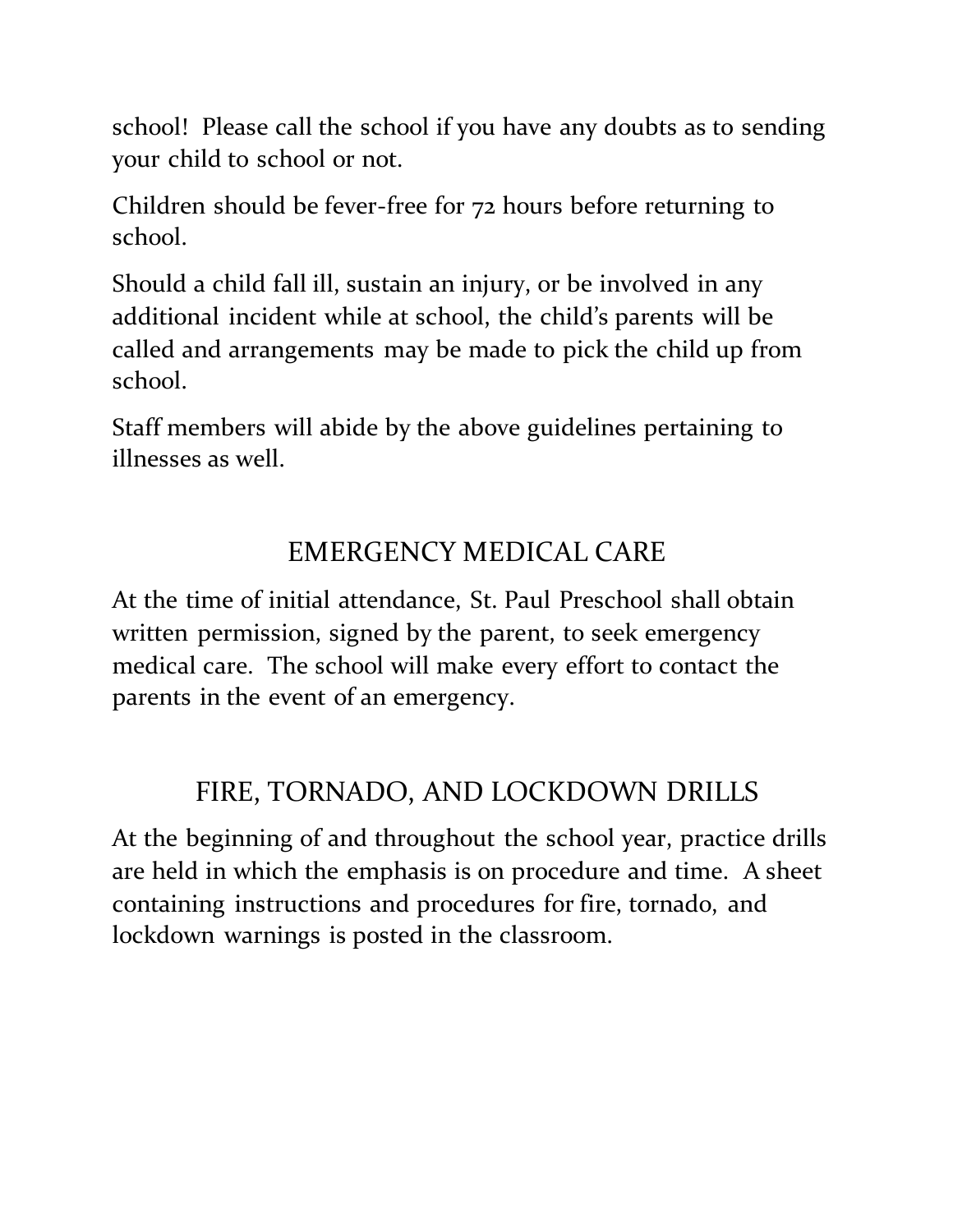school! Please call the school if you have any doubts as to sending your child to school or not.

Children should be fever-free for 72 hours before returning to school.

Should a child fall ill, sustain an injury, or be involved in any additional incident while at school, the child's parents will be called and arrangements may be made to pick the child up from school.

Staff members will abide by the above guidelines pertaining to illnesses as well.

## EMERGENCY MEDICAL CARE

At the time of initial attendance, St. Paul Preschool shall obtain written permission, signed by the parent, to seek emergency medical care. The school will make every effort to contact the parents in the event of an emergency.

## FIRE, TORNADO, AND LOCKDOWN DRILLS

At the beginning of and throughout the school year, practice drills are held in which the emphasis is on procedure and time. A sheet containing instructions and procedures for fire, tornado, and lockdown warnings is posted in the classroom.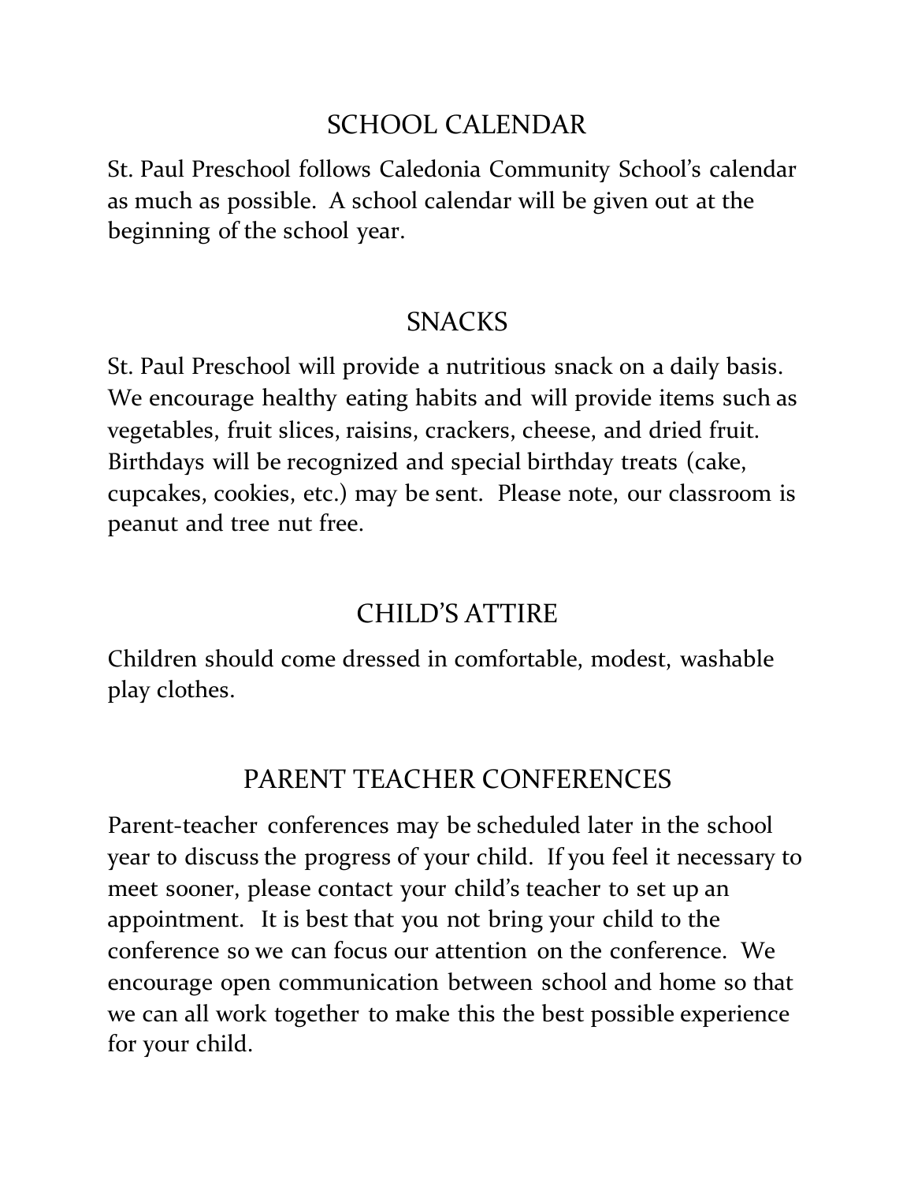## SCHOOL CALENDAR

St. Paul Preschool follows Caledonia Community School's calendar as much as possible. A school calendar will be given out at the beginning of the school year.

## SNACKS

St. Paul Preschool will provide a nutritious snack on a daily basis. We encourage healthy eating habits and will provide items such as vegetables, fruit slices, raisins, crackers, cheese, and dried fruit. Birthdays will be recognized and special birthday treats (cake, cupcakes, cookies, etc.) may be sent. Please note, our classroom is peanut and tree nut free.

## CHILD'S ATTIRE

Children should come dressed in comfortable, modest, washable play clothes.

## PARENT TEACHER CONFERENCES

Parent-teacher conferences may be scheduled later in the school year to discuss the progress of your child. If you feel it necessary to meet sooner, please contact your child's teacher to set up an appointment. It is best that you not bring your child to the conference so we can focus our attention on the conference. We encourage open communication between school and home so that we can all work together to make this the best possible experience for your child.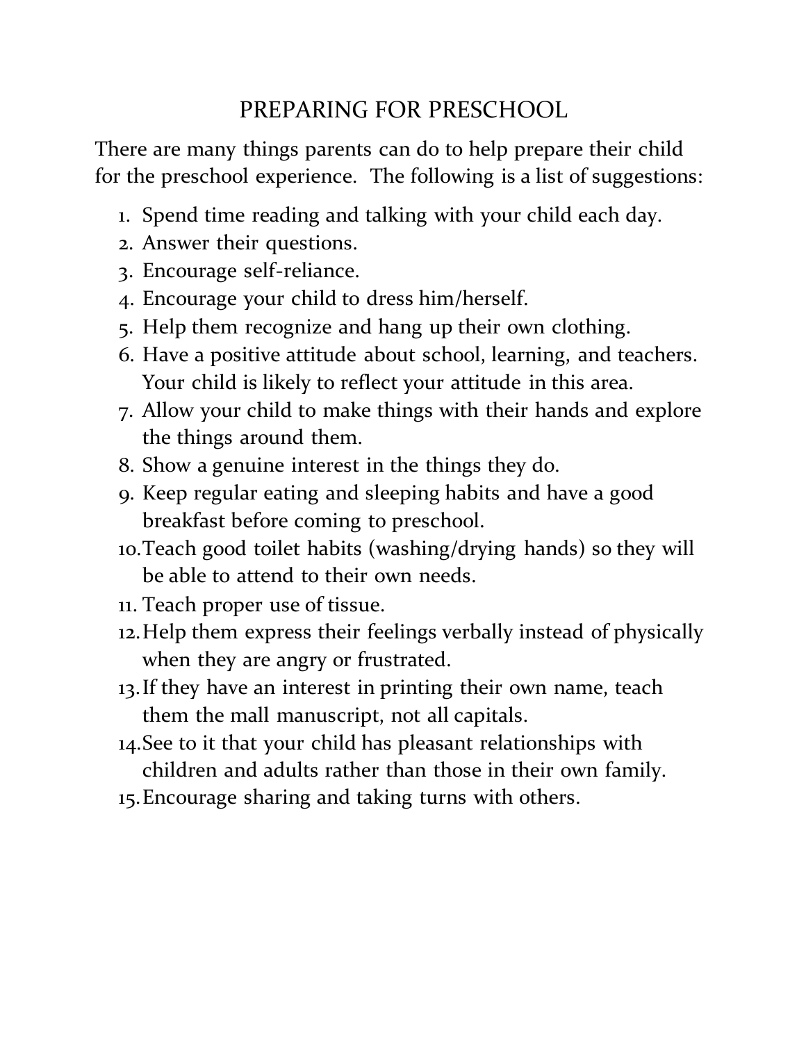# PREPARING FOR PRESCHOOL

There are many things parents can do to help prepare their child for the preschool experience. The following is a list of suggestions:

1. Spend time reading and talking with your child each day.
2. Answer their questions.
3. Encourage self-reliance.
4. Encourage your child to dress him/herself.
5. Help them recognize and hang up their own clothing.
6. Have a positive attitude about school, learning, and teachers. Your child is likely to reflect your attitude in this area.
7. Allow your child to make things with their hands and explore the things around them.
8. Show a genuine interest in the things they do.
9. Keep regular eating and sleeping habits and have a good breakfast before coming to preschool.
10. Teach good toilet habits (washing/drying hands) so they will be able to attend to their own needs.
11. Teach proper use of tissue.
12. Help them express their feelings verbally instead of physically when they are angry or frustrated.
13. If they have an interest in printing their own name, teach them the mall manuscript, not all capitals.
14. See to it that your child has pleasant relationships with children and adults rather than those in their own family.
15. Encourage sharing and taking turns with others.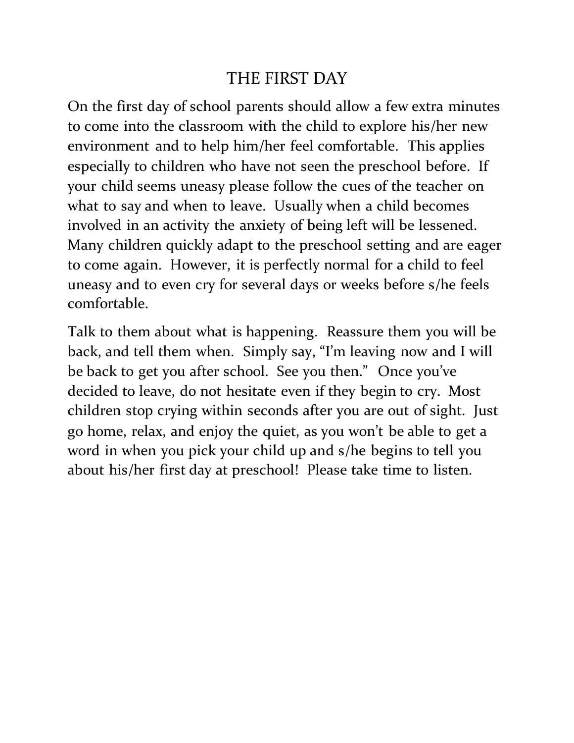# THE FIRST DAY

On the first day of school parents should allow a few extra minutes to come into the classroom with the child to explore his/her new environment and to help him/her feel comfortable. This applies especially to children who have not seen the preschool before. If your child seems uneasy please follow the cues of the teacher on what to say and when to leave. Usually when a child becomes involved in an activity the anxiety of being left will be lessened. Many children quickly adapt to the preschool setting and are eager to come again. However, it is perfectly normal for a child to feel uneasy and to even cry for several days or weeks before s/he feels comfortable.

Talk to them about what is happening. Reassure them you will be back, and tell them when. Simply say, "I'm leaving now and I will be back to get you after school. See you then." Once you've decided to leave, do not hesitate even if they begin to cry. Most children stop crying within seconds after you are out of sight. Just go home, relax, and enjoy the quiet, as you won't be able to get a word in when you pick your child up and s/he begins to tell you about his/her first day at preschool! Please take time to listen.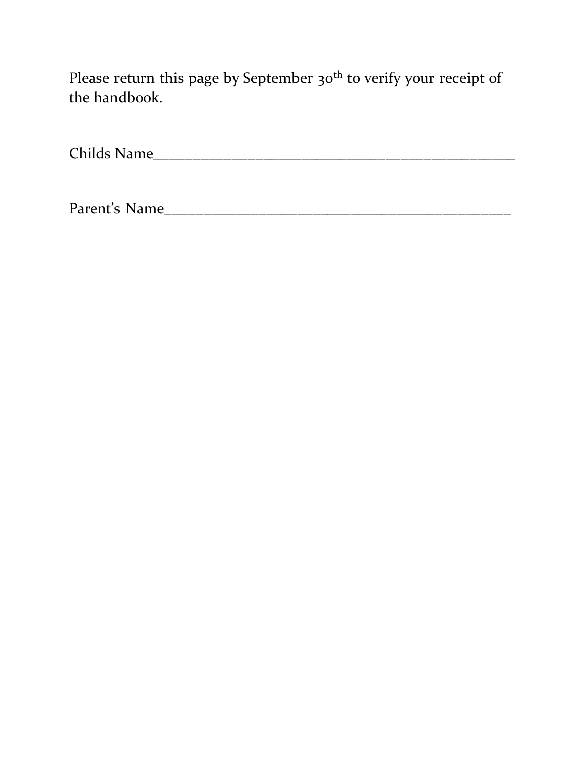Please return this page by September 30th to verify your receipt of the handbook.

Childs Name_____________________________________________

Parent's Name__________________________________________